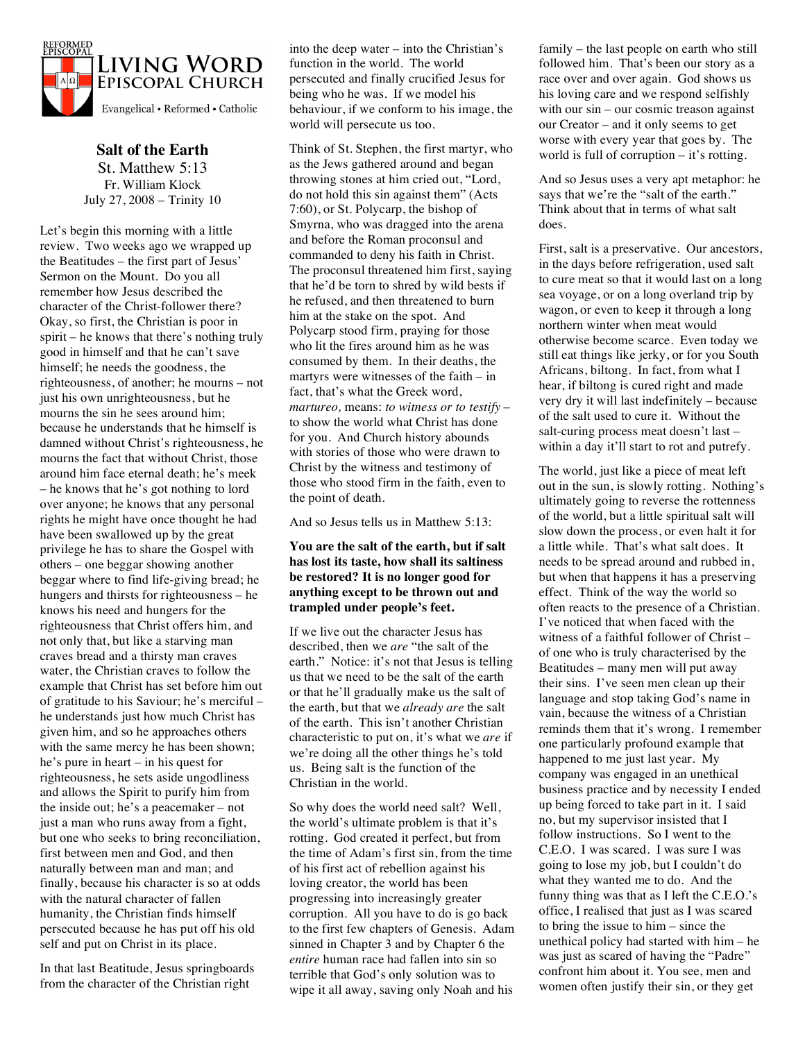REFORMED EPISCOPAL

# Living Word Episcopal Church

Evangelical • Reformed • Catholic

## Salt of the Earth

St. Matthew 5:13
Fr. William Klock
July 27, 2008 – Trinity 10

Let's begin this morning with a little review. Two weeks ago we wrapped up the Beatitudes – the first part of Jesus' Sermon on the Mount. Do you all remember how Jesus described the character of the Christ-follower there? Okay, so first, the Christian is poor in spirit – he knows that there's nothing truly good in himself and that he can't save himself; he needs the goodness, the righteousness, of another; he mourns – not just his own unrighteousness, but he mourns the sin he sees around him; because he understands that he himself is damned without Christ's righteousness, he mourns the fact that without Christ, those around him face eternal death; he's meek – he knows that he's got nothing to lord over anyone; he knows that any personal rights he might have once thought he had have been swallowed up by the great privilege he has to share the Gospel with others – one beggar showing another beggar where to find life-giving bread; he hungers and thirsts for righteousness – he knows his need and hungers for the righteousness that Christ offers him, and not only that, but like a starving man craves bread and a thirsty man craves water, the Christian craves to follow the example that Christ has set before him out of gratitude to his Saviour; he's merciful – he understands just how much Christ has given him, and so he approaches others with the same mercy he has been shown; he's pure in heart – in his quest for righteousness, he sets aside ungodliness and allows the Spirit to purify him from the inside out; he's a peacemaker – not just a man who runs away from a fight, but one who seeks to bring reconciliation, first between men and God, and then naturally between man and man; and finally, because his character is so at odds with the natural character of fallen humanity, the Christian finds himself persecuted because he has put off his old self and put on Christ in its place.

In that last Beatitude, Jesus springboards from the character of the Christian right into the deep water – into the Christian's function in the world. The world persecuted and finally crucified Jesus for being who he was. If we model his behaviour, if we conform to his image, the world will persecute us too.

Think of St. Stephen, the first martyr, who as the Jews gathered around and began throwing stones at him cried out, "Lord, do not hold this sin against them" (Acts 7:60), or St. Polycarp, the bishop of Smyrna, who was dragged into the arena and before the Roman proconsul and commanded to deny his faith in Christ. The proconsul threatened him first, saying that he'd be torn to shred by wild bests if he refused, and then threatened to burn him at the stake on the spot. And Polycarp stood firm, praying for those who lit the fires around him as he was consumed by them. In their deaths, the martyrs were witnesses of the faith – in fact, that's what the Greek word, *martureo,* means: *to witness or to testify* – to show the world what Christ has done for you. And Church history abounds with stories of those who were drawn to Christ by the witness and testimony of those who stood firm in the faith, even to the point of death.

And so Jesus tells us in Matthew 5:13:

**You are the salt of the earth, but if salt has lost its taste, how shall its saltiness be restored? It is no longer good for anything except to be thrown out and trampled under people's feet.**

If we live out the character Jesus has described, then we *are* "the salt of the earth." Notice: it's not that Jesus is telling us that we need to be the salt of the earth or that he'll gradually make us the salt of the earth, but that we *already are* the salt of the earth. This isn't another Christian characteristic to put on, it's what we *are* if we're doing all the other things he's told us. Being salt is the function of the Christian in the world.

So why does the world need salt? Well, the world's ultimate problem is that it's rotting. God created it perfect, but from the time of Adam's first sin, from the time of his first act of rebellion against his loving creator, the world has been progressing into increasingly greater corruption. All you have to do is go back to the first few chapters of Genesis. Adam sinned in Chapter 3 and by Chapter 6 the *entire* human race had fallen into sin so terrible that God's only solution was to wipe it all away, saving only Noah and his family – the last people on earth who still followed him. That's been our story as a race over and over again. God shows us his loving care and we respond selfishly with our sin – our cosmic treason against our Creator – and it only seems to get worse with every year that goes by. The world is full of corruption – it's rotting.

And so Jesus uses a very apt metaphor: he says that we're the "salt of the earth." Think about that in terms of what salt does.

First, salt is a preservative. Our ancestors, in the days before refrigeration, used salt to cure meat so that it would last on a long sea voyage, or on a long overland trip by wagon, or even to keep it through a long northern winter when meat would otherwise become scarce. Even today we still eat things like jerky, or for you South Africans, biltong. In fact, from what I hear, if biltong is cured right and made very dry it will last indefinitely – because of the salt used to cure it. Without the salt-curing process meat doesn't last – within a day it'll start to rot and putrefy.

The world, just like a piece of meat left out in the sun, is slowly rotting. Nothing's ultimately going to reverse the rottenness of the world, but a little spiritual salt will slow down the process, or even halt it for a little while. That's what salt does. It needs to be spread around and rubbed in, but when that happens it has a preserving effect. Think of the way the world so often reacts to the presence of a Christian. I've noticed that when faced with the witness of a faithful follower of Christ – of one who is truly characterised by the Beatitudes – many men will put away their sins. I've seen men clean up their language and stop taking God's name in vain, because the witness of a Christian reminds them that it's wrong. I remember one particularly profound example that happened to me just last year. My company was engaged in an unethical business practice and by necessity I ended up being forced to take part in it. I said no, but my supervisor insisted that I follow instructions. So I went to the C.E.O. I was scared. I was sure I was going to lose my job, but I couldn't do what they wanted me to do. And the funny thing was that as I left the C.E.O.'s office, I realised that just as I was scared to bring the issue to him – since the unethical policy had started with him – he was just as scared of having the "Padre" confront him about it. You see, men and women often justify their sin, or they get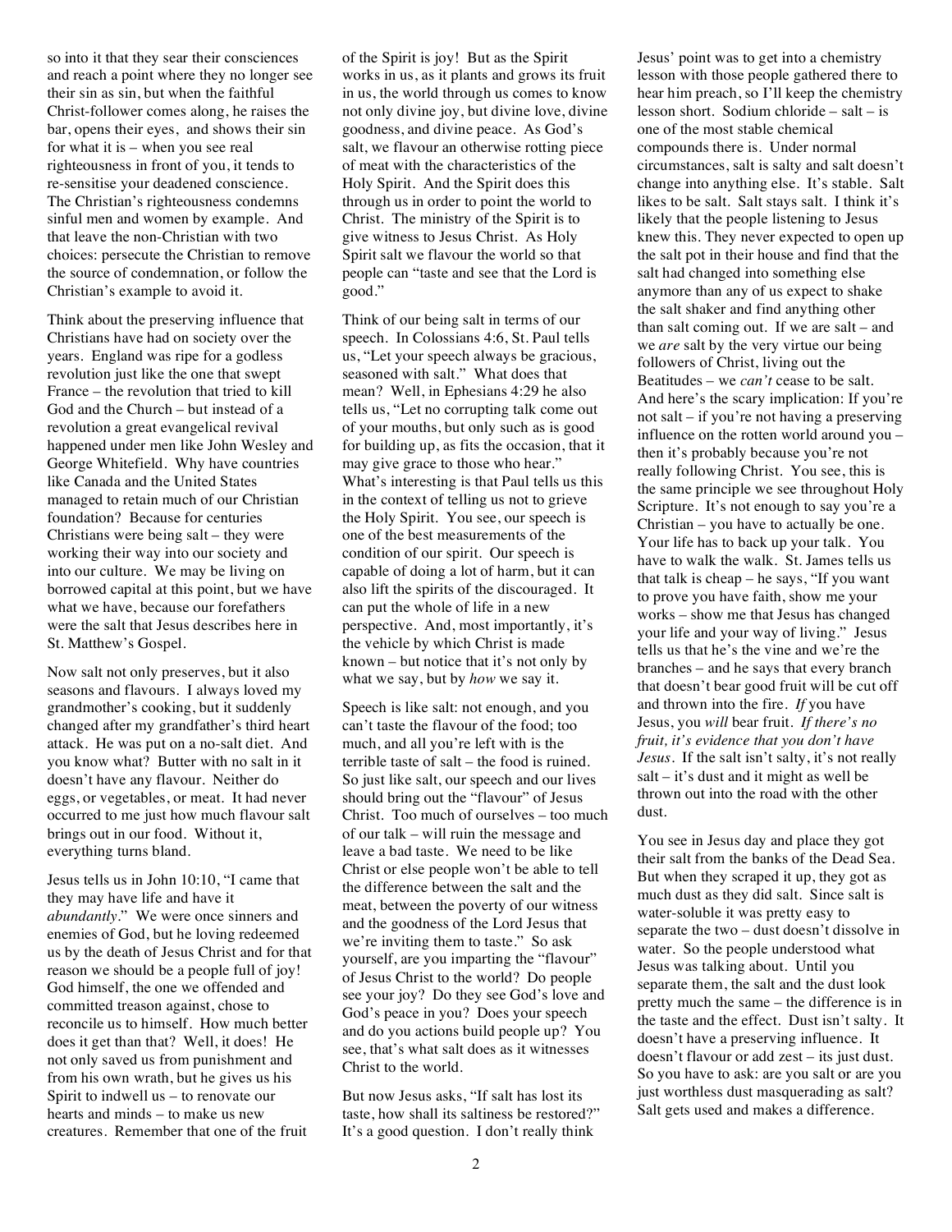so into it that they sear their consciences and reach a point where they no longer see their sin as sin, but when the faithful Christ-follower comes along, he raises the bar, opens their eyes, and shows their sin for what it is – when you see real righteousness in front of you, it tends to re-sensitise your deadened conscience. The Christian's righteousness condemns sinful men and women by example. And that leave the non-Christian with two choices: persecute the Christian to remove the source of condemnation, or follow the Christian's example to avoid it.

Think about the preserving influence that Christians have had on society over the years. England was ripe for a godless revolution just like the one that swept France – the revolution that tried to kill God and the Church – but instead of a revolution a great evangelical revival happened under men like John Wesley and George Whitefield. Why have countries like Canada and the United States managed to retain much of our Christian foundation? Because for centuries Christians were being salt – they were working their way into our society and into our culture. We may be living on borrowed capital at this point, but we have what we have, because our forefathers were the salt that Jesus describes here in St. Matthew's Gospel.

Now salt not only preserves, but it also seasons and flavours. I always loved my grandmother's cooking, but it suddenly changed after my grandfather's third heart attack. He was put on a no-salt diet. And you know what? Butter with no salt in it doesn't have any flavour. Neither do eggs, or vegetables, or meat. It had never occurred to me just how much flavour salt brings out in our food. Without it, everything turns bland.

Jesus tells us in John 10:10, "I came that they may have life and have it *abundantly*." We were once sinners and enemies of God, but he loving redeemed us by the death of Jesus Christ and for that reason we should be a people full of joy! God himself, the one we offended and committed treason against, chose to reconcile us to himself. How much better does it get than that? Well, it does! He not only saved us from punishment and from his own wrath, but he gives us his Spirit to indwell us – to renovate our hearts and minds – to make us new creatures. Remember that one of the fruit of the Spirit is joy! But as the Spirit works in us, as it plants and grows its fruit in us, the world through us comes to know not only divine joy, but divine love, divine goodness, and divine peace. As God's salt, we flavour an otherwise rotting piece of meat with the characteristics of the Holy Spirit. And the Spirit does this through us in order to point the world to Christ. The ministry of the Spirit is to give witness to Jesus Christ. As Holy Spirit salt we flavour the world so that people can "taste and see that the Lord is good."

Think of our being salt in terms of our speech. In Colossians 4:6, St. Paul tells us, "Let your speech always be gracious, seasoned with salt." What does that mean? Well, in Ephesians 4:29 he also tells us, "Let no corrupting talk come out of your mouths, but only such as is good for building up, as fits the occasion, that it may give grace to those who hear." What's interesting is that Paul tells us this in the context of telling us not to grieve the Holy Spirit. You see, our speech is one of the best measurements of the condition of our spirit. Our speech is capable of doing a lot of harm, but it can also lift the spirits of the discouraged. It can put the whole of life in a new perspective. And, most importantly, it's the vehicle by which Christ is made known – but notice that it's not only by what we say, but by *how* we say it.

Speech is like salt: not enough, and you can't taste the flavour of the food; too much, and all you're left with is the terrible taste of salt – the food is ruined. So just like salt, our speech and our lives should bring out the "flavour" of Jesus Christ. Too much of ourselves – too much of our talk – will ruin the message and leave a bad taste. We need to be like Christ or else people won't be able to tell the difference between the salt and the meat, between the poverty of our witness and the goodness of the Lord Jesus that we're inviting them to taste." So ask yourself, are you imparting the "flavour" of Jesus Christ to the world? Do people see your joy? Do they see God's love and God's peace in you? Does your speech and do you actions build people up? You see, that's what salt does as it witnesses Christ to the world.

But now Jesus asks, "If salt has lost its taste, how shall its saltiness be restored?" It's a good question. I don't really think Jesus' point was to get into a chemistry lesson with those people gathered there to hear him preach, so I'll keep the chemistry lesson short. Sodium chloride – salt – is one of the most stable chemical compounds there is. Under normal circumstances, salt is salty and salt doesn't change into anything else. It's stable. Salt likes to be salt. Salt stays salt. I think it's likely that the people listening to Jesus knew this. They never expected to open up the salt pot in their house and find that the salt had changed into something else anymore than any of us expect to shake the salt shaker and find anything other than salt coming out. If we are salt – and we *are* salt by the very virtue our being followers of Christ, living out the Beatitudes – we *can't* cease to be salt. And here's the scary implication: If you're not salt – if you're not having a preserving influence on the rotten world around you – then it's probably because you're not really following Christ. You see, this is the same principle we see throughout Holy Scripture. It's not enough to say you're a Christian – you have to actually be one. Your life has to back up your talk. You have to walk the walk. St. James tells us that talk is cheap – he says, "If you want to prove you have faith, show me your works – show me that Jesus has changed your life and your way of living." Jesus tells us that he's the vine and we're the branches – and he says that every branch that doesn't bear good fruit will be cut off and thrown into the fire. *If* you have Jesus, you *will* bear fruit. *If there's no fruit, it's evidence that you don't have Jesus*. If the salt isn't salty, it's not really salt – it's dust and it might as well be thrown out into the road with the other dust.

You see in Jesus day and place they got their salt from the banks of the Dead Sea. But when they scraped it up, they got as much dust as they did salt. Since salt is water-soluble it was pretty easy to separate the two – dust doesn't dissolve in water. So the people understood what Jesus was talking about. Until you separate them, the salt and the dust look pretty much the same – the difference is in the taste and the effect. Dust isn't salty. It doesn't have a preserving influence. It doesn't flavour or add zest – its just dust. So you have to ask: are you salt or are you just worthless dust masquerading as salt? Salt gets used and makes a difference.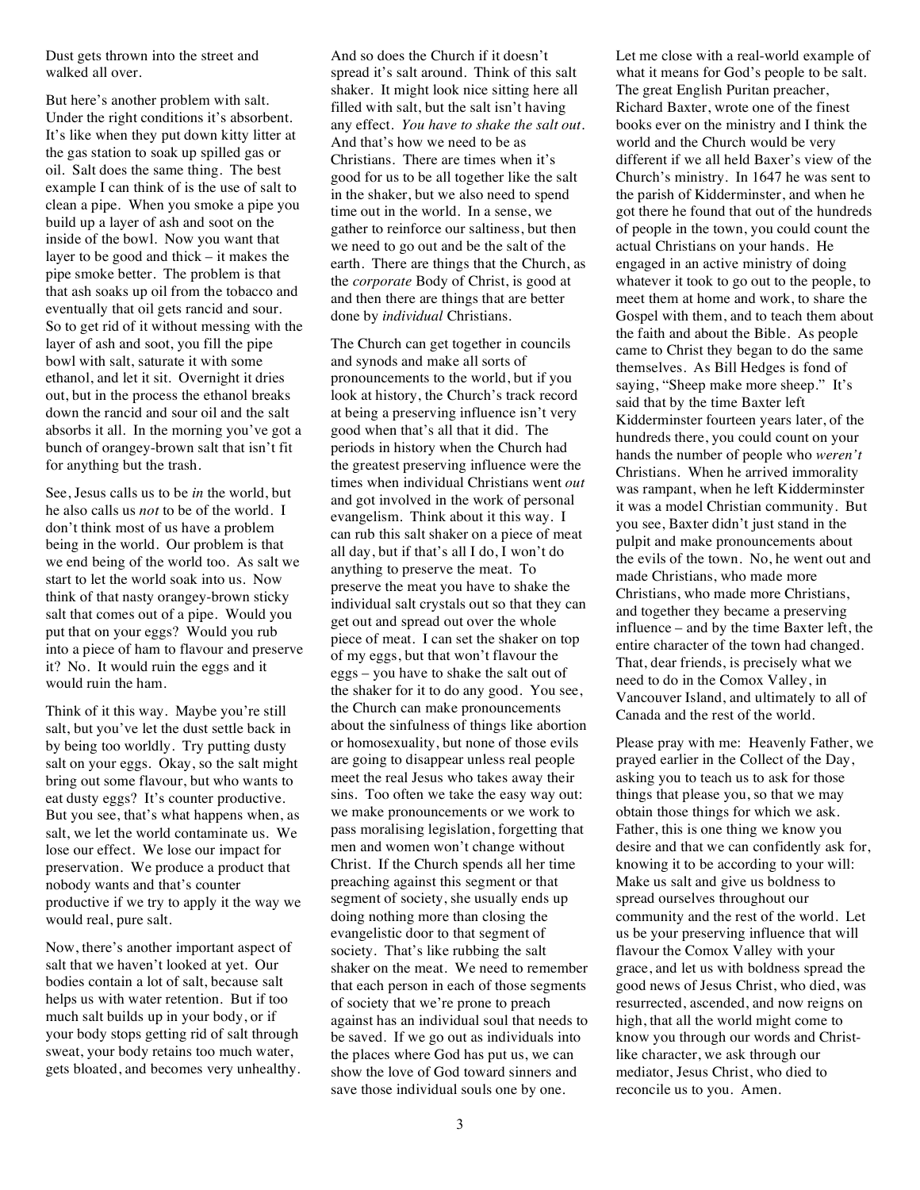Dust gets thrown into the street and walked all over.

But here's another problem with salt. Under the right conditions it's absorbent. It's like when they put down kitty litter at the gas station to soak up spilled gas or oil. Salt does the same thing. The best example I can think of is the use of salt to clean a pipe. When you smoke a pipe you build up a layer of ash and soot on the inside of the bowl. Now you want that layer to be good and thick – it makes the pipe smoke better. The problem is that that ash soaks up oil from the tobacco and eventually that oil gets rancid and sour. So to get rid of it without messing with the layer of ash and soot, you fill the pipe bowl with salt, saturate it with some ethanol, and let it sit. Overnight it dries out, but in the process the ethanol breaks down the rancid and sour oil and the salt absorbs it all. In the morning you've got a bunch of orangey-brown salt that isn't fit for anything but the trash.

See, Jesus calls us to be *in* the world, but he also calls us *not* to be of the world. I don't think most of us have a problem being in the world. Our problem is that we end being of the world too. As salt we start to let the world soak into us. Now think of that nasty orangey-brown sticky salt that comes out of a pipe. Would you put that on your eggs? Would you rub into a piece of ham to flavour and preserve it? No. It would ruin the eggs and it would ruin the ham.

Think of it this way. Maybe you're still salt, but you've let the dust settle back in by being too worldly. Try putting dusty salt on your eggs. Okay, so the salt might bring out some flavour, but who wants to eat dusty eggs? It's counter productive. But you see, that's what happens when, as salt, we let the world contaminate us. We lose our effect. We lose our impact for preservation. We produce a product that nobody wants and that's counter productive if we try to apply it the way we would real, pure salt.

Now, there's another important aspect of salt that we haven't looked at yet. Our bodies contain a lot of salt, because salt helps us with water retention. But if too much salt builds up in your body, or if your body stops getting rid of salt through sweat, your body retains too much water, gets bloated, and becomes very unhealthy. And so does the Church if it doesn't spread it's salt around. Think of this salt shaker. It might look nice sitting here all filled with salt, but the salt isn't having any effect. *You have to shake the salt out*. And that's how we need to be as Christians. There are times when it's good for us to be all together like the salt in the shaker, but we also need to spend time out in the world. In a sense, we gather to reinforce our saltiness, but then we need to go out and be the salt of the earth. There are things that the Church, as the *corporate* Body of Christ, is good at and then there are things that are better done by *individual* Christians.

The Church can get together in councils and synods and make all sorts of pronouncements to the world, but if you look at history, the Church's track record at being a preserving influence isn't very good when that's all that it did. The periods in history when the Church had the greatest preserving influence were the times when individual Christians went *out* and got involved in the work of personal evangelism. Think about it this way. I can rub this salt shaker on a piece of meat all day, but if that's all I do, I won't do anything to preserve the meat. To preserve the meat you have to shake the individual salt crystals out so that they can get out and spread out over the whole piece of meat. I can set the shaker on top of my eggs, but that won't flavour the eggs – you have to shake the salt out of the shaker for it to do any good. You see, the Church can make pronouncements about the sinfulness of things like abortion or homosexuality, but none of those evils are going to disappear unless real people meet the real Jesus who takes away their sins. Too often we take the easy way out: we make pronouncements or we work to pass moralising legislation, forgetting that men and women won't change without Christ. If the Church spends all her time preaching against this segment or that segment of society, she usually ends up doing nothing more than closing the evangelistic door to that segment of society. That's like rubbing the salt shaker on the meat. We need to remember that each person in each of those segments of society that we're prone to preach against has an individual soul that needs to be saved. If we go out as individuals into the places where God has put us, we can show the love of God toward sinners and save those individual souls one by one.

Let me close with a real-world example of what it means for God's people to be salt. The great English Puritan preacher, Richard Baxter, wrote one of the finest books ever on the ministry and I think the world and the Church would be very different if we all held Baxer's view of the Church's ministry. In 1647 he was sent to the parish of Kidderminster, and when he got there he found that out of the hundreds of people in the town, you could count the actual Christians on your hands. He engaged in an active ministry of doing whatever it took to go out to the people, to meet them at home and work, to share the Gospel with them, and to teach them about the faith and about the Bible. As people came to Christ they began to do the same themselves. As Bill Hedges is fond of saying, "Sheep make more sheep." It's said that by the time Baxter left Kidderminster fourteen years later, of the hundreds there, you could count on your hands the number of people who *weren't* Christians. When he arrived immorality was rampant, when he left Kidderminster it was a model Christian community. But you see, Baxter didn't just stand in the pulpit and make pronouncements about the evils of the town. No, he went out and made Christians, who made more Christians, who made more Christians, and together they became a preserving influence – and by the time Baxter left, the entire character of the town had changed. That, dear friends, is precisely what we need to do in the Comox Valley, in Vancouver Island, and ultimately to all of Canada and the rest of the world.

Please pray with me: Heavenly Father, we prayed earlier in the Collect of the Day, asking you to teach us to ask for those things that please you, so that we may obtain those things for which we ask. Father, this is one thing we know you desire and that we can confidently ask for, knowing it to be according to your will: Make us salt and give us boldness to spread ourselves throughout our community and the rest of the world. Let us be your preserving influence that will flavour the Comox Valley with your grace, and let us with boldness spread the good news of Jesus Christ, who died, was resurrected, ascended, and now reigns on high, that all the world might come to know you through our words and Christ-like character, we ask through our mediator, Jesus Christ, who died to reconcile us to you. Amen.